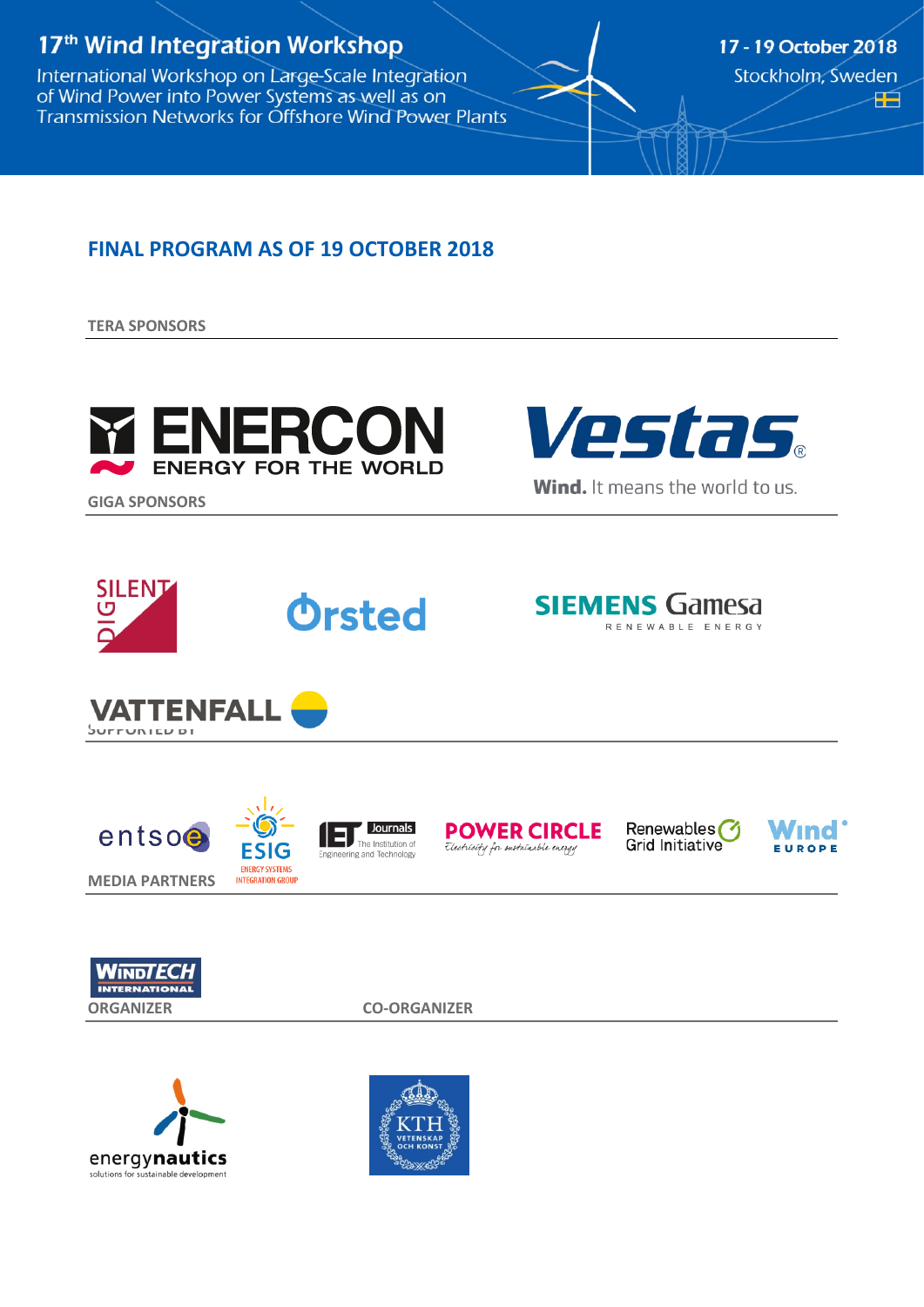# 17th Wind Integration Workshop

International Workshop on Large-Scale Integration of Wind Power into Power Systems as well as on Transmission Networks for Offshore Wind Power Plants

17 - 19 October 2018

Stockholm, Sweden

## FINAL PROGRAM AS OF 19 OCTOBER 2018

**TERA SPONSORS**

ENERCON — ENERGY FOR THE WORLD

Vestas — Wind. It means the world to us.

**GIGA SPONSORS**

SILENT DIG

Ørsted

SIEMENS Gamesa RENEWABLE ENERGY

VATTENFALL

**SUPPORTED BY**

entsoe

ESIG — ENERGY SYSTEMS INTEGRATION GROUP

IET Journals — The Institution of Engineering and Technology

POWER CIRCLE — Electricity for sustainable energy

Renewables Grid Initiative

Wind EUROPE

**MEDIA PARTNERS**

WINDTECH INTERNATIONAL

**ORGANIZER**

energynautics — solutions for sustainable development

**CO-ORGANIZER**

KTH VETENSKAP OCH KONST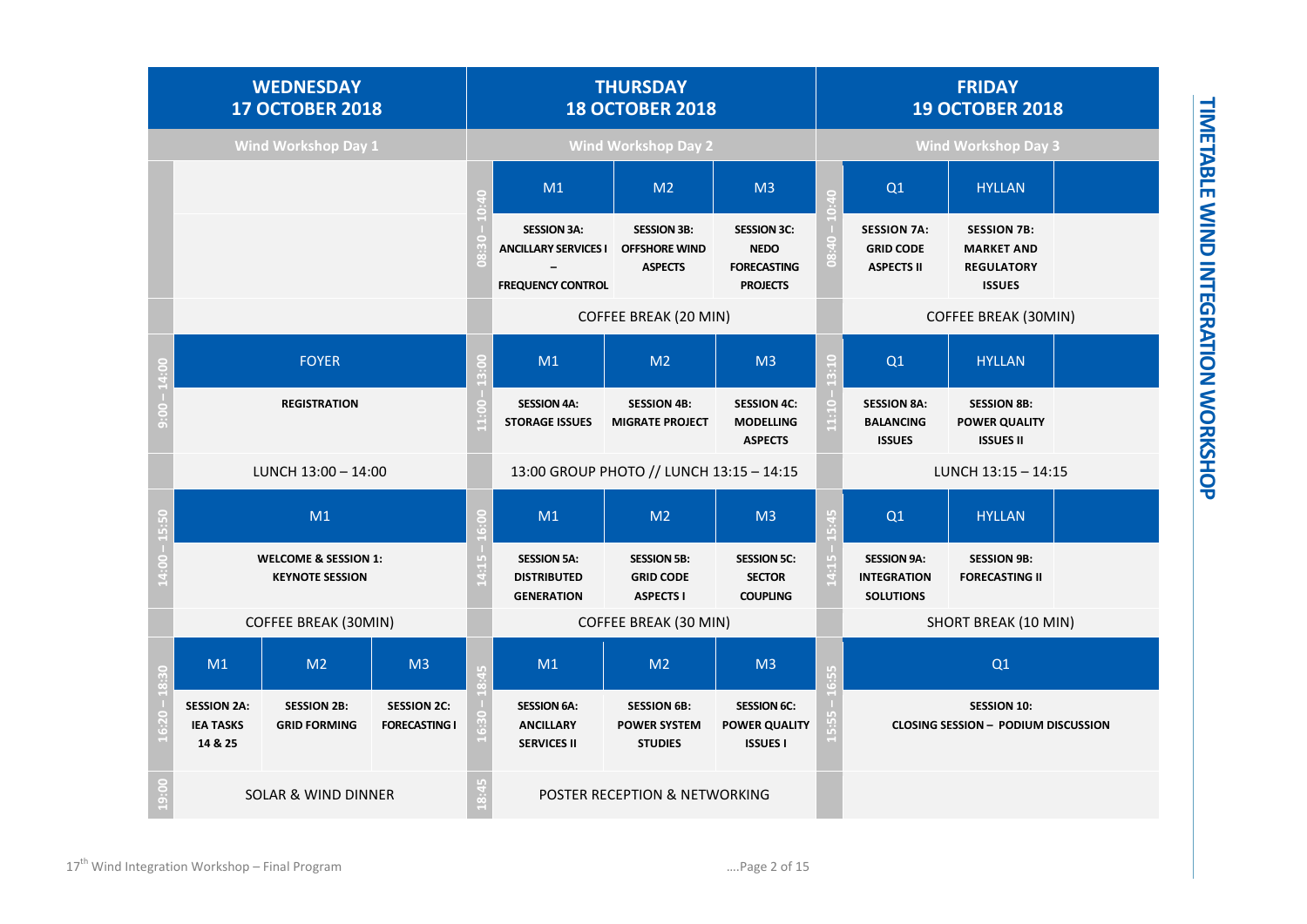# TIMETABLE WIND INTEGRATION WORKSHOP

## WEDNESDAY 17 OCTOBER 2018 – Wind Workshop Day 1

| Time | M1 | M2 | M3 |
|---|---|---|---|
| 9:00 – 14:00 | FOYER: **REGISTRATION** | | |
| | LUNCH 13:00 – 14:00 | | |
| 14:00 – 15:50 | M1: **WELCOME & SESSION 1: KEYNOTE SESSION** | | |
| | COFFEE BREAK (30MIN) | | |
| 16:20 – 18:30 | **SESSION 2A: IEA TASKS 14 & 25** | **SESSION 2B: GRID FORMING** | **SESSION 2C: FORECASTING I** |
| 19:00 | SOLAR & WIND DINNER | | |

## THURSDAY 18 OCTOBER 2018 – Wind Workshop Day 2

| Time | M1 | M2 | M3 |
|---|---|---|---|
| 08:30 – 10:40 | **SESSION 3A: ANCILLARY SERVICES I – FREQUENCY CONTROL** | **SESSION 3B: OFFSHORE WIND ASPECTS** | **SESSION 3C: NEDO FORECASTING PROJECTS** |
| | COFFEE BREAK (20 MIN) | | |
| 11:00 – 13:00 | **SESSION 4A: STORAGE ISSUES** | **SESSION 4B: MIGRATE PROJECT** | **SESSION 4C: MODELLING ASPECTS** |
| | 13:00 GROUP PHOTO // LUNCH 13:15 – 14:15 | | |
| 14:15 – 16:00 | **SESSION 5A: DISTRIBUTED GENERATION** | **SESSION 5B: GRID CODE ASPECTS I** | **SESSION 5C: SECTOR COUPLING** |
| | COFFEE BREAK (30 MIN) | | |
| 16:30 – 18:45 | **SESSION 6A: ANCILLARY SERVICES II** | **SESSION 6B: POWER SYSTEM STUDIES** | **SESSION 6C: POWER QUALITY ISSUES I** |
| 18:45 | POSTER RECEPTION & NETWORKING | | |

## FRIDAY 19 OCTOBER 2018 – Wind Workshop Day 3

| Time | Q1 | HYLLAN |
|---|---|---|
| 08:40 – 10:40 | **SESSION 7A: GRID CODE ASPECTS II** | **SESSION 7B: MARKET AND REGULATORY ISSUES** |
| | COFFEE BREAK (30MIN) | |
| 11:10 – 13:10 | **SESSION 8A: BALANCING ISSUES** | **SESSION 8B: POWER QUALITY ISSUES II** |
| | LUNCH 13:15 – 14:15 | |
| 14:15 – 15:45 | **SESSION 9A: INTEGRATION SOLUTIONS** | **SESSION 9B: FORECASTING II** |
| | SHORT BREAK (10 MIN) | |
| 15:55 – 16:55 | Q1: **SESSION 10: CLOSING SESSION – PODIUM DISCUSSION** | |

17[th] Wind Integration Workshop – Final Program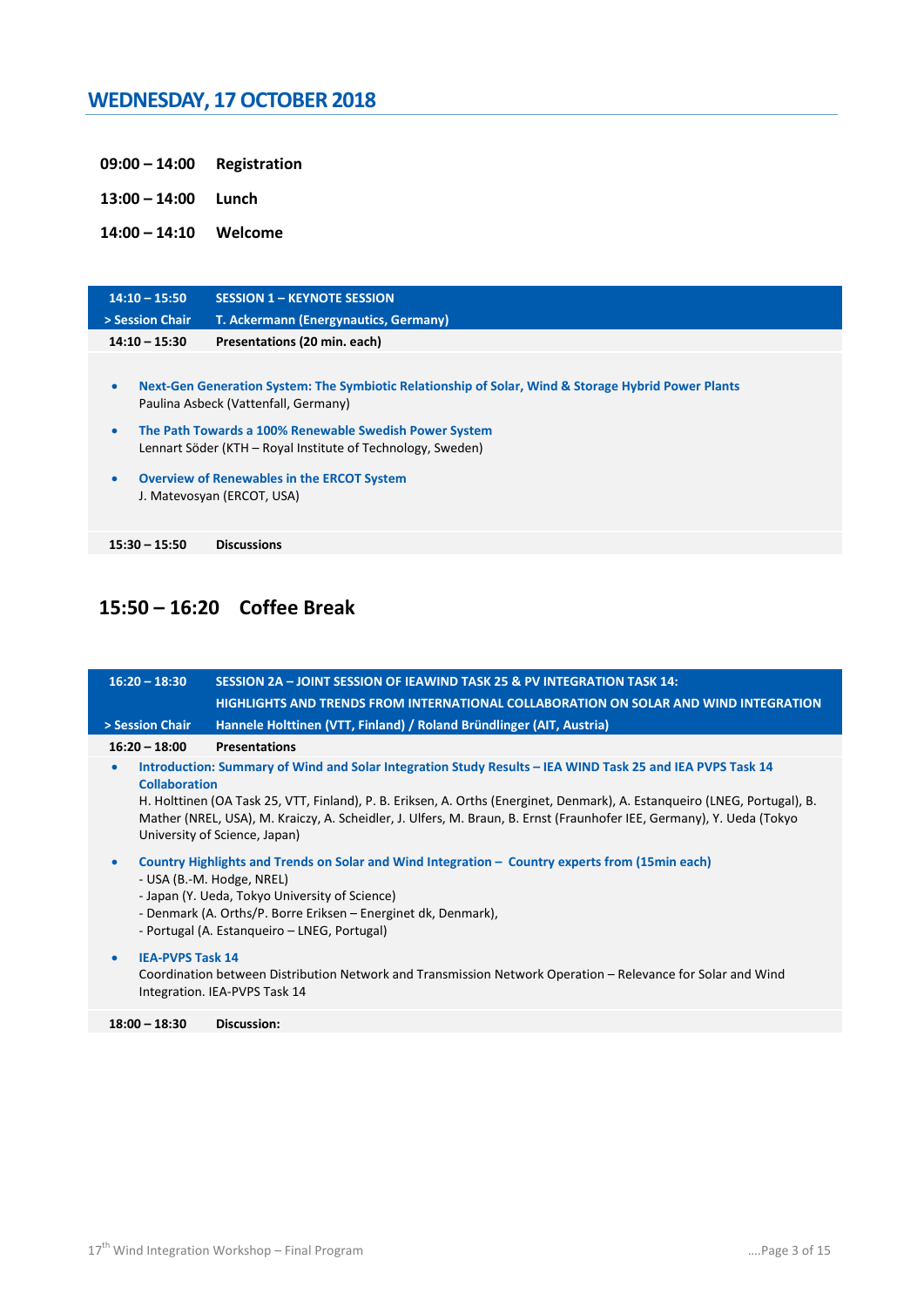## WEDNESDAY, 17 OCTOBER 2018

**09:00 – 14:00 Registration**

**13:00 – 14:00 Lunch**

**14:00 – 14:10 Welcome**

| **14:10 – 15:50** | **SESSION 1 – KEYNOTE SESSION** |
|---|---|
| **> Session Chair** | **T. Ackermann (Energynautics, Germany)** |
| **14:10 – 15:30** | **Presentations (20 min. each)** |

- **Next-Gen Generation System: The Symbiotic Relationship of Solar, Wind & Storage Hybrid Power Plants**
  Paulina Asbeck (Vattenfall, Germany)
- **The Path Towards a 100% Renewable Swedish Power System**
  Lennart Söder (KTH – Royal Institute of Technology, Sweden)
- **Overview of Renewables in the ERCOT System**
  J. Matevosyan (ERCOT, USA)

**15:30 – 15:50 Discussions**

### 15:50 – 16:20 Coffee Break

| **16:20 – 18:30** | **SESSION 2A – JOINT SESSION OF IEAWIND TASK 25 & PV INTEGRATION TASK 14: HIGHLIGHTS AND TRENDS FROM INTERNATIONAL COLLABORATION ON SOLAR AND WIND INTEGRATION** |
|---|---|
| **> Session Chair** | **Hannele Holttinen (VTT, Finland) / Roland Bründlinger (AIT, Austria)** |
| **16:20 – 18:00** | **Presentations** |

- **Introduction: Summary of Wind and Solar Integration Study Results – IEA WIND Task 25 and IEA PVPS Task 14 Collaboration**
  H. Holttinen (OA Task 25, VTT, Finland), P. B. Eriksen, A. Orths (Energinet, Denmark), A. Estanqueiro (LNEG, Portugal), B. Mather (NREL, USA), M. Kraiczy, A. Scheidler, J. Ulfers, M. Braun, B. Ernst (Fraunhofer IEE, Germany), Y. Ueda (Tokyo University of Science, Japan)
- **Country Highlights and Trends on Solar and Wind Integration – Country experts from (15min each)**
  - USA (B.-M. Hodge, NREL)
  - Japan (Y. Ueda, Tokyo University of Science)
  - Denmark (A. Orths/P. Borre Eriksen – Energinet dk, Denmark),
  - Portugal (A. Estanqueiro – LNEG, Portugal)
- **IEA-PVPS Task 14**
  Coordination between Distribution Network and Transmission Network Operation – Relevance for Solar and Wind Integration. IEA-PVPS Task 14

**18:00 – 18:30 Discussion:**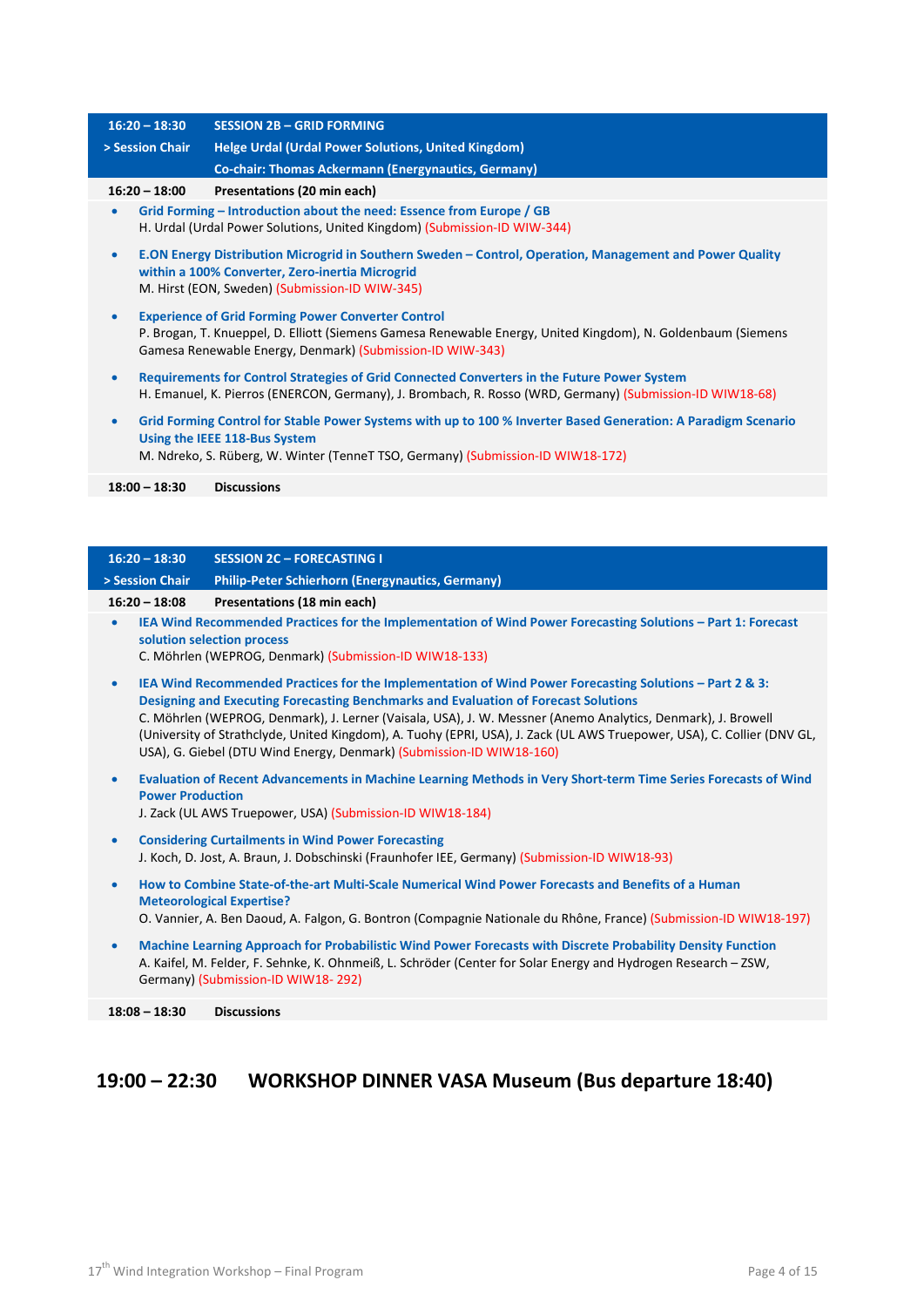**16:20 – 18:30 SESSION 2B – GRID FORMING**

**> Session Chair** Helge Urdal (Urdal Power Solutions, United Kingdom)
Co-chair: Thomas Ackermann (Energynautics, Germany)

**16:20 – 18:00 Presentations (20 min each)**

- **Grid Forming – Introduction about the need: Essence from Europe / GB**
  H. Urdal (Urdal Power Solutions, United Kingdom) (Submission-ID WIW-344)
- **E.ON Energy Distribution Microgrid in Southern Sweden – Control, Operation, Management and Power Quality within a 100% Converter, Zero-inertia Microgrid**
  M. Hirst (EON, Sweden) (Submission-ID WIW-345)
- **Experience of Grid Forming Power Converter Control**
  P. Brogan, T. Knueppel, D. Elliott (Siemens Gamesa Renewable Energy, United Kingdom), N. Goldenbaum (Siemens Gamesa Renewable Energy, Denmark) (Submission-ID WIW-343)
- **Requirements for Control Strategies of Grid Connected Converters in the Future Power System**
  H. Emanuel, K. Pierros (ENERCON, Germany), J. Brombach, R. Rosso (WRD, Germany) (Submission-ID WIW18-68)
- **Grid Forming Control for Stable Power Systems with up to 100 % Inverter Based Generation: A Paradigm Scenario Using the IEEE 118-Bus System**
  M. Ndreko, S. Rüberg, W. Winter (TenneT TSO, Germany) (Submission-ID WIW18-172)

**18:00 – 18:30 Discussions**

**16:20 – 18:30 SESSION 2C – FORECASTING I**

**> Session Chair** Philip-Peter Schierhorn (Energynautics, Germany)

**16:20 – 18:08 Presentations (18 min each)**

- **IEA Wind Recommended Practices for the Implementation of Wind Power Forecasting Solutions – Part 1: Forecast solution selection process**
  C. Möhrlen (WEPROG, Denmark) (Submission-ID WIW18-133)
- **IEA Wind Recommended Practices for the Implementation of Wind Power Forecasting Solutions – Part 2 & 3: Designing and Executing Forecasting Benchmarks and Evaluation of Forecast Solutions**
  C. Möhrlen (WEPROG, Denmark), J. Lerner (Vaisala, USA), J. W. Messner (Anemo Analytics, Denmark), J. Browell (University of Strathclyde, United Kingdom), A. Tuohy (EPRI, USA), J. Zack (UL AWS Truepower, USA), C. Collier (DNV GL, USA), G. Giebel (DTU Wind Energy, Denmark) (Submission-ID WIW18-160)
- **Evaluation of Recent Advancements in Machine Learning Methods in Very Short-term Time Series Forecasts of Wind Power Production**
  J. Zack (UL AWS Truepower, USA) (Submission-ID WIW18-184)
- **Considering Curtailments in Wind Power Forecasting**
  J. Koch, D. Jost, A. Braun, J. Dobschinski (Fraunhofer IEE, Germany) (Submission-ID WIW18-93)
- **How to Combine State-of-the-art Multi-Scale Numerical Wind Power Forecasts and Benefits of a Human Meteorological Expertise?**
  O. Vannier, A. Ben Daoud, A. Falgon, G. Bontron (Compagnie Nationale du Rhône, France) (Submission-ID WIW18-197)
- **Machine Learning Approach for Probabilistic Wind Power Forecasts with Discrete Probability Density Function**
  A. Kaifel, M. Felder, F. Sehnke, K. Ohnmeiß, L. Schröder (Center for Solar Energy and Hydrogen Research – ZSW, Germany) (Submission-ID WIW18- 292)

**18:08 – 18:30 Discussions**

## 19:00 – 22:30 WORKSHOP DINNER VASA Museum (Bus departure 18:40)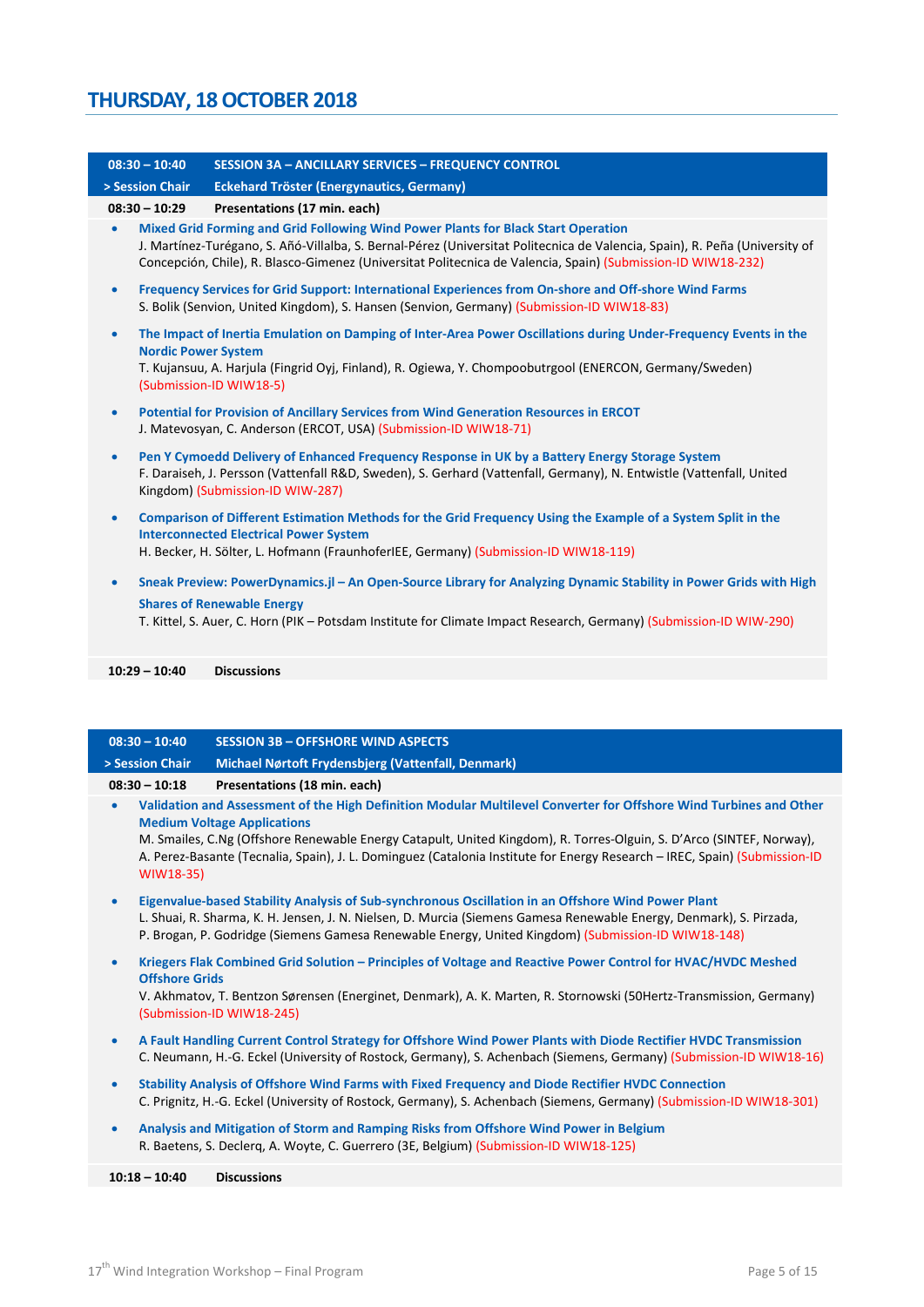# THURSDAY, 18 OCTOBER 2018

| 08:30 – 10:40 | SESSION 3A – ANCILLARY SERVICES – FREQUENCY CONTROL |
|---|---|
| > Session Chair | Eckehard Tröster (Energynautics, Germany) |
| 08:30 – 10:29 | Presentations (17 min. each) |

- **Mixed Grid Forming and Grid Following Wind Power Plants for Black Start Operation**
  J. Martínez-Turégano, S. Añó-Villalba, S. Bernal-Pérez (Universitat Politecnica de Valencia, Spain), R. Peña (University of Concepción, Chile), R. Blasco-Gimenez (Universitat Politecnica de Valencia, Spain) (Submission-ID WIW18-232)
- **Frequency Services for Grid Support: International Experiences from On-shore and Off-shore Wind Farms**
  S. Bolik (Senvion, United Kingdom), S. Hansen (Senvion, Germany) (Submission-ID WIW18-83)
- **The Impact of Inertia Emulation on Damping of Inter-Area Power Oscillations during Under-Frequency Events in the Nordic Power System**
  T. Kujansuu, A. Harjula (Fingrid Oyj, Finland), R. Ogiewa, Y. Chompoobutrgool (ENERCON, Germany/Sweden) (Submission-ID WIW18-5)
- **Potential for Provision of Ancillary Services from Wind Generation Resources in ERCOT**
  J. Matevosyan, C. Anderson (ERCOT, USA) (Submission-ID WIW18-71)
- **Pen Y Cymoedd Delivery of Enhanced Frequency Response in UK by a Battery Energy Storage System**
  F. Daraiseh, J. Persson (Vattenfall R&D, Sweden), S. Gerhard (Vattenfall, Germany), N. Entwistle (Vattenfall, United Kingdom) (Submission-ID WIW-287)
- **Comparison of Different Estimation Methods for the Grid Frequency Using the Example of a System Split in the Interconnected Electrical Power System**
  H. Becker, H. Sölter, L. Hofmann (FraunhoferIEE, Germany) (Submission-ID WIW18-119)
- **Sneak Preview: PowerDynamics.jl – An Open-Source Library for Analyzing Dynamic Stability in Power Grids with High Shares of Renewable Energy**
  T. Kittel, S. Auer, C. Horn (PIK – Potsdam Institute for Climate Impact Research, Germany) (Submission-ID WIW-290)

| 10:29 – 10:40 | Discussions |
|---|---|

| 08:30 – 10:40 | SESSION 3B – OFFSHORE WIND ASPECTS |
|---|---|
| > Session Chair | Michael Nørtoft Frydensbjerg (Vattenfall, Denmark) |
| 08:30 – 10:18 | Presentations (18 min. each) |

- **Validation and Assessment of the High Definition Modular Multilevel Converter for Offshore Wind Turbines and Other Medium Voltage Applications**
  M. Smailes, C.Ng (Offshore Renewable Energy Catapult, United Kingdom), R. Torres-Olguin, S. D'Arco (SINTEF, Norway), A. Perez-Basante (Tecnalia, Spain), J. L. Dominguez (Catalonia Institute for Energy Research – IREC, Spain) (Submission-ID WIW18-35)
- **Eigenvalue-based Stability Analysis of Sub-synchronous Oscillation in an Offshore Wind Power Plant**
  L. Shuai, R. Sharma, K. H. Jensen, J. N. Nielsen, D. Murcia (Siemens Gamesa Renewable Energy, Denmark), S. Pirzada, P. Brogan, P. Godridge (Siemens Gamesa Renewable Energy, United Kingdom) (Submission-ID WIW18-148)
- **Kriegers Flak Combined Grid Solution – Principles of Voltage and Reactive Power Control for HVAC/HVDC Meshed Offshore Grids**
  V. Akhmatov, T. Bentzon Sørensen (Energinet, Denmark), A. K. Marten, R. Stornowski (50Hertz-Transmission, Germany) (Submission-ID WIW18-245)
- **A Fault Handling Current Control Strategy for Offshore Wind Power Plants with Diode Rectifier HVDC Transmission**
  C. Neumann, H.-G. Eckel (University of Rostock, Germany), S. Achenbach (Siemens, Germany) (Submission-ID WIW18-16)
- **Stability Analysis of Offshore Wind Farms with Fixed Frequency and Diode Rectifier HVDC Connection**
  C. Prignitz, H.-G. Eckel (University of Rostock, Germany), S. Achenbach (Siemens, Germany) (Submission-ID WIW18-301)
- **Analysis and Mitigation of Storm and Ramping Risks from Offshore Wind Power in Belgium**
  R. Baetens, S. Declerq, A. Woyte, C. Guerrero (3E, Belgium) (Submission-ID WIW18-125)

| 10:18 – 10:40 | Discussions |
|---|---|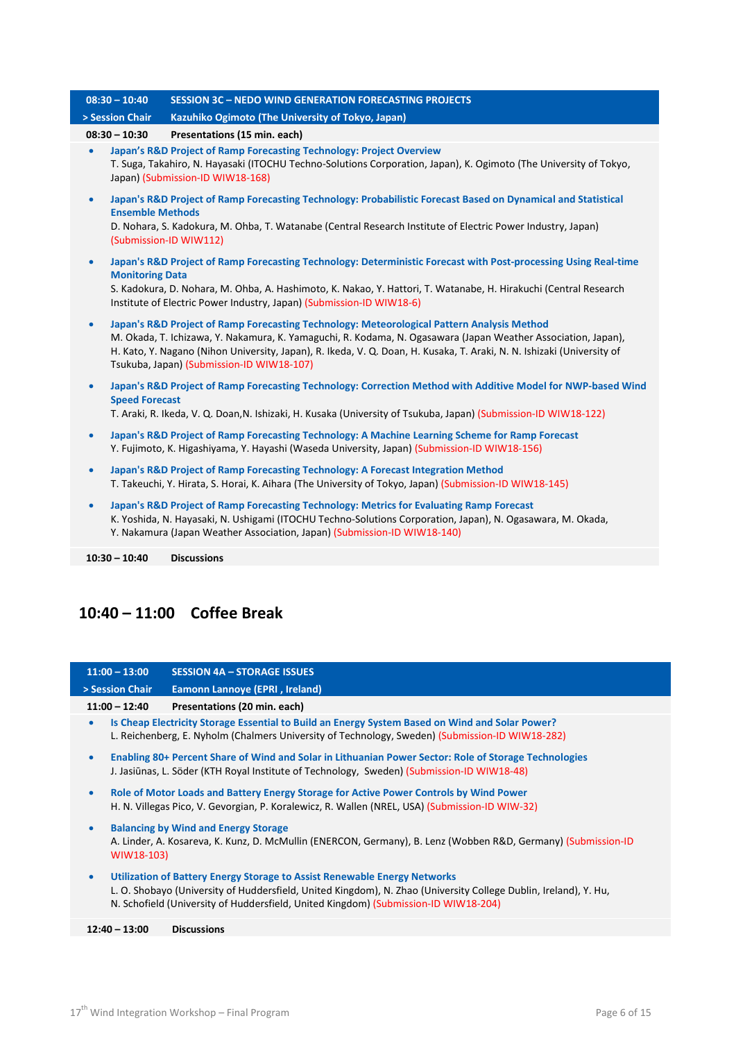| 08:30 – 10:40 | SESSION 3C – NEDO WIND GENERATION FORECASTING PROJECTS |
|---|---|
| > Session Chair | Kazuhiko Ogimoto (The University of Tokyo, Japan) |

**08:30 – 10:30 Presentations (15 min. each)**

- **Japan's R&D Project of Ramp Forecasting Technology: Project Overview**
  T. Suga, Takahiro, N. Hayasaki (ITOCHU Techno-Solutions Corporation, Japan), K. Ogimoto (The University of Tokyo, Japan) (Submission-ID WIW18-168)
- **Japan's R&D Project of Ramp Forecasting Technology: Probabilistic Forecast Based on Dynamical and Statistical Ensemble Methods**
  D. Nohara, S. Kadokura, M. Ohba, T. Watanabe (Central Research Institute of Electric Power Industry, Japan) (Submission-ID WIW112)
- **Japan's R&D Project of Ramp Forecasting Technology: Deterministic Forecast with Post-processing Using Real-time Monitoring Data**
  S. Kadokura, D. Nohara, M. Ohba, A. Hashimoto, K. Nakao, Y. Hattori, T. Watanabe, H. Hirakuchi (Central Research Institute of Electric Power Industry, Japan) (Submission-ID WIW18-6)
- **Japan's R&D Project of Ramp Forecasting Technology: Meteorological Pattern Analysis Method**
  M. Okada, T. Ichizawa, Y. Nakamura, K. Yamaguchi, R. Kodama, N. Ogasawara (Japan Weather Association, Japan), H. Kato, Y. Nagano (Nihon University, Japan), R. Ikeda, V. Q. Doan, H. Kusaka, T. Araki, N. N. Ishizaki (University of Tsukuba, Japan) (Submission-ID WIW18-107)
- **Japan's R&D Project of Ramp Forecasting Technology: Correction Method with Additive Model for NWP-based Wind Speed Forecast**
  T. Araki, R. Ikeda, V. Q. Doan,N. Ishizaki, H. Kusaka (University of Tsukuba, Japan) (Submission-ID WIW18-122)
- **Japan's R&D Project of Ramp Forecasting Technology: A Machine Learning Scheme for Ramp Forecast**
  Y. Fujimoto, K. Higashiyama, Y. Hayashi (Waseda University, Japan) (Submission-ID WIW18-156)
- **Japan's R&D Project of Ramp Forecasting Technology: A Forecast Integration Method**
  T. Takeuchi, Y. Hirata, S. Horai, K. Aihara (The University of Tokyo, Japan) (Submission-ID WIW18-145)
- **Japan's R&D Project of Ramp Forecasting Technology: Metrics for Evaluating Ramp Forecast**
  K. Yoshida, N. Hayasaki, N. Ushigami (ITOCHU Techno-Solutions Corporation, Japan), N. Ogasawara, M. Okada, Y. Nakamura (Japan Weather Association, Japan) (Submission-ID WIW18-140)

**10:30 – 10:40 Discussions**

## 10:40 – 11:00 Coffee Break

| 11:00 – 13:00 | SESSION 4A – STORAGE ISSUES |
|---|---|
| > Session Chair | Eamonn Lannoye (EPRI , Ireland) |

**11:00 – 12:40 Presentations (20 min. each)**

- **Is Cheap Electricity Storage Essential to Build an Energy System Based on Wind and Solar Power?**
  L. Reichenberg, E. Nyholm (Chalmers University of Technology, Sweden) (Submission-ID WIW18-282)
- **Enabling 80+ Percent Share of Wind and Solar in Lithuanian Power Sector: Role of Storage Technologies**
  J. Jasiūnas, L. Söder (KTH Royal Institute of Technology, Sweden) (Submission-ID WIW18-48)
- **Role of Motor Loads and Battery Energy Storage for Active Power Controls by Wind Power**
  H. N. Villegas Pico, V. Gevorgian, P. Koralewicz, R. Wallen (NREL, USA) (Submission-ID WIW-32)
- **Balancing by Wind and Energy Storage**
  A. Linder, A. Kosareva, K. Kunz, D. McMullin (ENERCON, Germany), B. Lenz (Wobben R&D, Germany) (Submission-ID WIW18-103)
- **Utilization of Battery Energy Storage to Assist Renewable Energy Networks**
  L. O. Shobayo (University of Huddersfield, United Kingdom), N. Zhao (University College Dublin, Ireland), Y. Hu, N. Schofield (University of Huddersfield, United Kingdom) (Submission-ID WIW18-204)

**12:40 – 13:00 Discussions**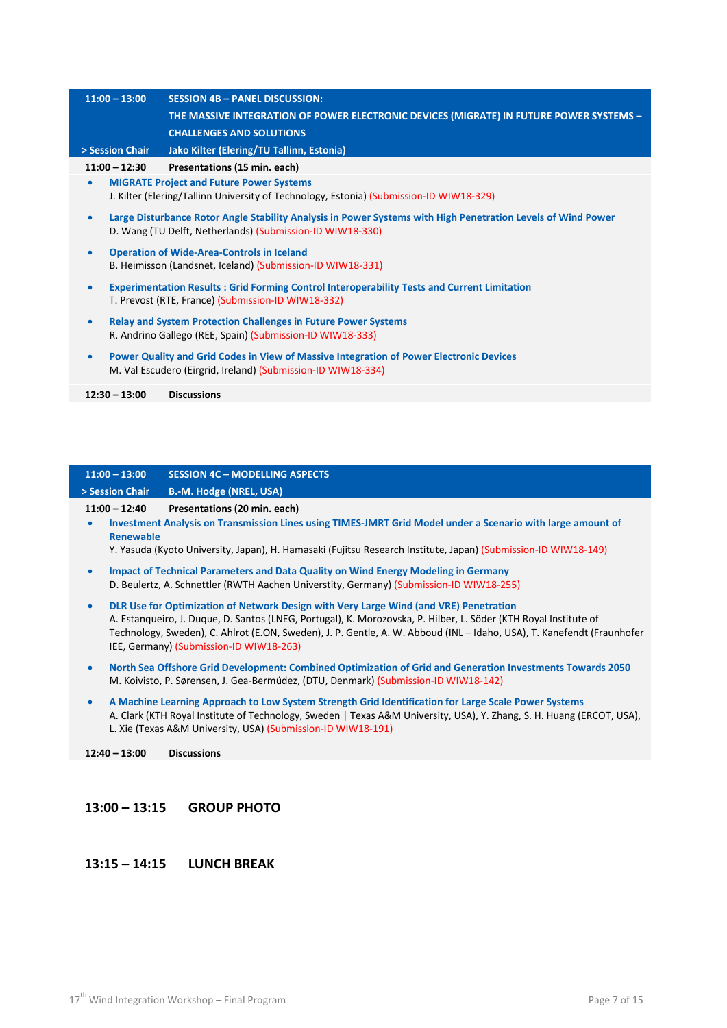## 11:00 – 13:00 SESSION 4B – PANEL DISCUSSION: THE MASSIVE INTEGRATION OF POWER ELECTRONIC DEVICES (MIGRATE) IN FUTURE POWER SYSTEMS – CHALLENGES AND SOLUTIONS

**> Session Chair** Jako Kilter (Elering/TU Tallinn, Estonia)

**11:00 – 12:30 Presentations (15 min. each)**

- **MIGRATE Project and Future Power Systems**
  J. Kilter (Elering/Tallinn University of Technology, Estonia) (Submission-ID WIW18-329)
- **Large Disturbance Rotor Angle Stability Analysis in Power Systems with High Penetration Levels of Wind Power**
  D. Wang (TU Delft, Netherlands) (Submission-ID WIW18-330)
- **Operation of Wide-Area-Controls in Iceland**
  B. Heimisson (Landsnet, Iceland) (Submission-ID WIW18-331)
- **Experimentation Results : Grid Forming Control Interoperability Tests and Current Limitation**
  T. Prevost (RTE, France) (Submission-ID WIW18-332)
- **Relay and System Protection Challenges in Future Power Systems**
  R. Andrino Gallego (REE, Spain) (Submission-ID WIW18-333)
- **Power Quality and Grid Codes in View of Massive Integration of Power Electronic Devices**
  M. Val Escudero (Eirgrid, Ireland) (Submission-ID WIW18-334)

**12:30 – 13:00 Discussions**

## 11:00 – 13:00 SESSION 4C – MODELLING ASPECTS

**> Session Chair** B.-M. Hodge (NREL, USA)

**11:00 – 12:40 Presentations (20 min. each)**

- **Investment Analysis on Transmission Lines using TIMES-JMRT Grid Model under a Scenario with large amount of Renewable**
  Y. Yasuda (Kyoto University, Japan), H. Hamasaki (Fujitsu Research Institute, Japan) (Submission-ID WIW18-149)
- **Impact of Technical Parameters and Data Quality on Wind Energy Modeling in Germany**
  D. Beulertz, A. Schnettler (RWTH Aachen Universtity, Germany) (Submission-ID WIW18-255)
- **DLR Use for Optimization of Network Design with Very Large Wind (and VRE) Penetration**
  A. Estanqueiro, J. Duque, D. Santos (LNEG, Portugal), K. Morozovska, P. Hilber, L. Söder (KTH Royal Institute of Technology, Sweden), C. Ahlrot (E.ON, Sweden), J. P. Gentle, A. W. Abboud (INL – Idaho, USA), T. Kanefendt (Fraunhofer IEE, Germany) (Submission-ID WIW18-263)
- **North Sea Offshore Grid Development: Combined Optimization of Grid and Generation Investments Towards 2050**
  M. Koivisto, P. Sørensen, J. Gea-Bermúdez, (DTU, Denmark) (Submission-ID WIW18-142)
- **A Machine Learning Approach to Low System Strength Grid Identification for Large Scale Power Systems**
  A. Clark (KTH Royal Institute of Technology, Sweden | Texas A&M University, USA), Y. Zhang, S. H. Huang (ERCOT, USA), L. Xie (Texas A&M University, USA) (Submission-ID WIW18-191)

**12:40 – 13:00 Discussions**

## 13:00 – 13:15 GROUP PHOTO

## 13:15 – 14:15 LUNCH BREAK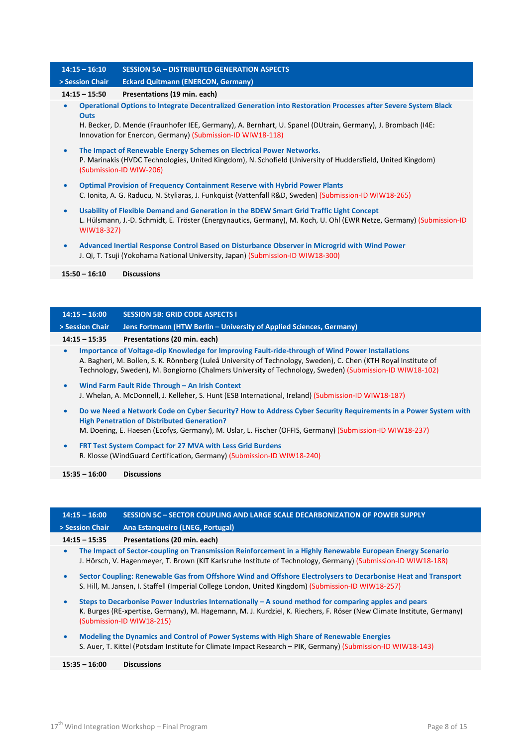## 14:15 – 16:10 SESSION 5A – DISTRIBUTED GENERATION ASPECTS

**> Session Chair** Eckard Quitmann (ENERCON, Germany)

**14:15 – 15:50 Presentations (19 min. each)**

- **Operational Options to Integrate Decentralized Generation into Restoration Processes after Severe System Black Outs**
  H. Becker, D. Mende (Fraunhofer IEE, Germany), A. Bernhart, U. Spanel (DUtrain, Germany), J. Brombach (I4E: Innovation for Enercon, Germany) (Submission-ID WIW18-118)
- **The Impact of Renewable Energy Schemes on Electrical Power Networks.**
  P. Marinakis (HVDC Technologies, United Kingdom), N. Schofield (University of Huddersfield, United Kingdom) (Submission-ID WIW-206)
- **Optimal Provision of Frequency Containment Reserve with Hybrid Power Plants**
  C. Ionita, A. G. Raducu, N. Styliaras, J. Funkquist (Vattenfall R&D, Sweden) (Submission-ID WIW18-265)
- **Usability of Flexible Demand and Generation in the BDEW Smart Grid Traffic Light Concept**
  L. Hülsmann, J.-D. Schmidt, E. Tröster (Energynautics, Germany), M. Koch, U. Ohl (EWR Netze, Germany) (Submission-ID WIW18-327)
- **Advanced Inertial Response Control Based on Disturbance Observer in Microgrid with Wind Power**
  J. Qi, T. Tsuji (Yokohama National University, Japan) (Submission-ID WIW18-300)

**15:50 – 16:10 Discussions**

## 14:15 – 16:00 SESSION 5B: GRID CODE ASPECTS I

**> Session Chair** Jens Fortmann (HTW Berlin – University of Applied Sciences, Germany)

**14:15 – 15:35 Presentations (20 min. each)**

- **Importance of Voltage-dip Knowledge for Improving Fault-ride-through of Wind Power Installations**
  A. Bagheri, M. Bollen, S. K. Rönnberg (Luleå University of Technology, Sweden), C. Chen (KTH Royal Institute of Technology, Sweden), M. Bongiorno (Chalmers University of Technology, Sweden) (Submission-ID WIW18-102)
- **Wind Farm Fault Ride Through – An Irish Context**
  J. Whelan, A. McDonnell, J. Kelleher, S. Hunt (ESB International, Ireland) (Submission-ID WIW18-187)
- **Do we Need a Network Code on Cyber Security? How to Address Cyber Security Requirements in a Power System with High Penetration of Distributed Generation?**
  M. Doering, E. Haesen (Ecofys, Germany), M. Uslar, L. Fischer (OFFIS, Germany) (Submission-ID WIW18-237)
- **FRT Test System Compact for 27 MVA with Less Grid Burdens**
  R. Klosse (WindGuard Certification, Germany) (Submission-ID WIW18-240)

**15:35 – 16:00 Discussions**

## 14:15 – 16:00 SESSION 5C – SECTOR COUPLING AND LARGE SCALE DECARBONIZATION OF POWER SUPPLY

**> Session Chair** Ana Estanqueiro (LNEG, Portugal)

**14:15 – 15:35 Presentations (20 min. each)**

- **The Impact of Sector-coupling on Transmission Reinforcement in a Highly Renewable European Energy Scenario**
  J. Hörsch, V. Hagenmeyer, T. Brown (KIT Karlsruhe Institute of Technology, Germany) (Submission-ID WIW18-188)
- **Sector Coupling: Renewable Gas from Offshore Wind and Offshore Electrolysers to Decarbonise Heat and Transport**
  S. Hill, M. Jansen, I. Staffell (Imperial College London, United Kingdom) (Submission-ID WIW18-257)
- **Steps to Decarbonise Power Industries Internationally – A sound method for comparing apples and pears**
  K. Burges (RE-xpertise, Germany), M. Hagemann, M. J. Kurdziel, K. Riechers, F. Röser (New Climate Institute, Germany) (Submission-ID WIW18-215)
- **Modeling the Dynamics and Control of Power Systems with High Share of Renewable Energies**
  S. Auer, T. Kittel (Potsdam Institute for Climate Impact Research – PIK, Germany) (Submission-ID WIW18-143)

**15:35 – 16:00 Discussions**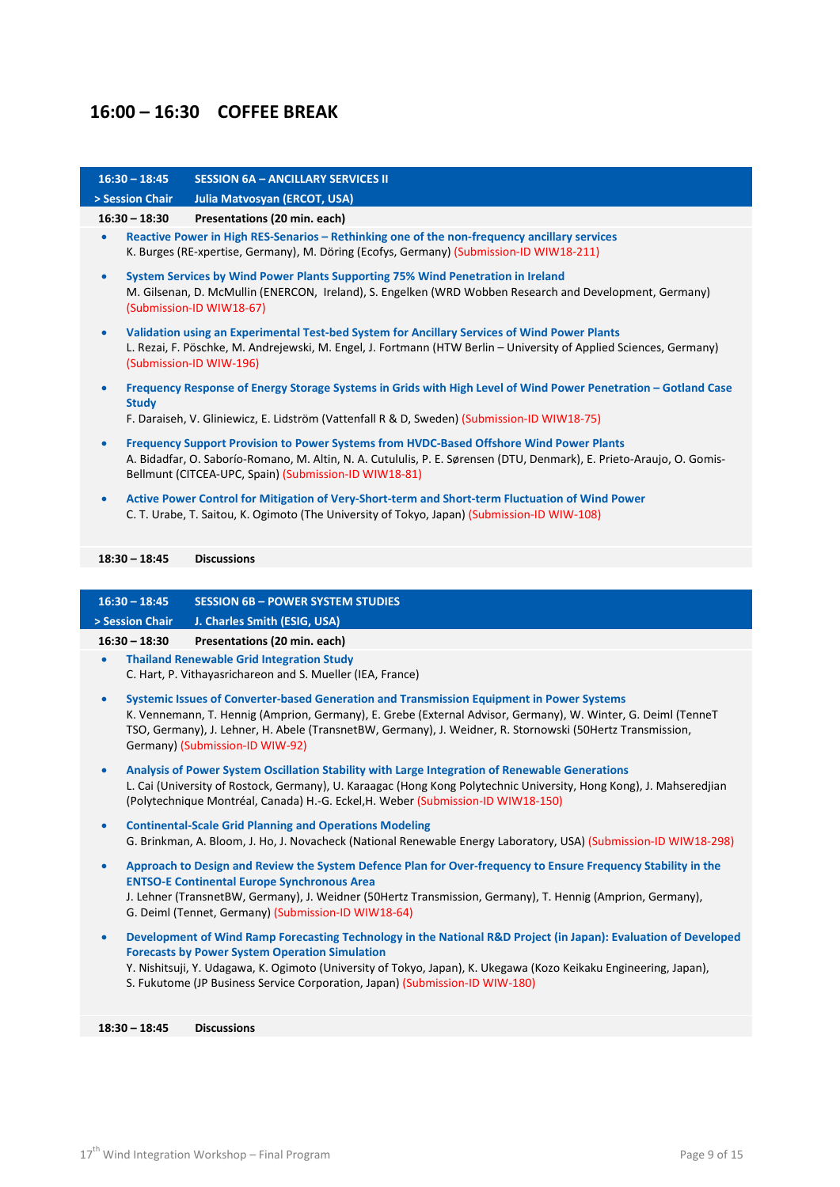## 16:00 – 16:30 COFFEE BREAK

| 16:30 – 18:45 | SESSION 6A – ANCILLARY SERVICES II |
|---|---|
| > Session Chair | Julia Matvosyan (ERCOT, USA) |
| 16:30 – 18:30 | Presentations (20 min. each) |

- **Reactive Power in High RES-Senarios – Rethinking one of the non-frequency ancillary services**
  K. Burges (RE-xpertise, Germany), M. Döring (Ecofys, Germany) (Submission-ID WIW18-211)
- **System Services by Wind Power Plants Supporting 75% Wind Penetration in Ireland**
  M. Gilsenan, D. McMullin (ENERCON, Ireland), S. Engelken (WRD Wobben Research and Development, Germany) (Submission-ID WIW18-67)
- **Validation using an Experimental Test-bed System for Ancillary Services of Wind Power Plants**
  L. Rezai, F. Pöschke, M. Andrejewski, M. Engel, J. Fortmann (HTW Berlin – University of Applied Sciences, Germany) (Submission-ID WIW-196)
- **Frequency Response of Energy Storage Systems in Grids with High Level of Wind Power Penetration – Gotland Case Study**
  F. Daraiseh, V. Gliniewicz, E. Lidström (Vattenfall R & D, Sweden) (Submission-ID WIW18-75)
- **Frequency Support Provision to Power Systems from HVDC-Based Offshore Wind Power Plants**
  A. Bidadfar, O. Saborío-Romano, M. Altin, N. A. Cutululis, P. E. Sørensen (DTU, Denmark), E. Prieto-Araujo, O. Gomis-Bellmunt (CITCEA-UPC, Spain) (Submission-ID WIW18-81)
- **Active Power Control for Mitigation of Very-Short-term and Short-term Fluctuation of Wind Power**
  C. T. Urabe, T. Saitou, K. Ogimoto (The University of Tokyo, Japan) (Submission-ID WIW-108)

**18:30 – 18:45 Discussions**

| 16:30 – 18:45 | SESSION 6B – POWER SYSTEM STUDIES |
|---|---|
| > Session Chair | J. Charles Smith (ESIG, USA) |
| 16:30 – 18:30 | Presentations (20 min. each) |

- **Thailand Renewable Grid Integration Study**
  C. Hart, P. Vithayasrichareon and S. Mueller (IEA, France)
- **Systemic Issues of Converter-based Generation and Transmission Equipment in Power Systems**
  K. Vennemann, T. Hennig (Amprion, Germany), E. Grebe (External Advisor, Germany), W. Winter, G. Deiml (TenneT TSO, Germany), J. Lehner, H. Abele (TransnetBW, Germany), J. Weidner, R. Stornowski (50Hertz Transmission, Germany) (Submission-ID WIW-92)
- **Analysis of Power System Oscillation Stability with Large Integration of Renewable Generations**
  L. Cai (University of Rostock, Germany), U. Karaagac (Hong Kong Polytechnic University, Hong Kong), J. Mahseredjian (Polytechnique Montréal, Canada) H.-G. Eckel,H. Weber (Submission-ID WIW18-150)
- **Continental-Scale Grid Planning and Operations Modeling**
  G. Brinkman, A. Bloom, J. Ho, J. Novacheck (National Renewable Energy Laboratory, USA) (Submission-ID WIW18-298)
- **Approach to Design and Review the System Defence Plan for Over-frequency to Ensure Frequency Stability in the ENTSO-E Continental Europe Synchronous Area**
  J. Lehner (TransnetBW, Germany), J. Weidner (50Hertz Transmission, Germany), T. Hennig (Amprion, Germany), G. Deiml (Tennet, Germany) (Submission-ID WIW18-64)
- **Development of Wind Ramp Forecasting Technology in the National R&D Project (in Japan): Evaluation of Developed Forecasts by Power System Operation Simulation**
  Y. Nishitsuji, Y. Udagawa, K. Ogimoto (University of Tokyo, Japan), K. Ukegawa (Kozo Keikaku Engineering, Japan), S. Fukutome (JP Business Service Corporation, Japan) (Submission-ID WIW-180)

**18:30 – 18:45 Discussions**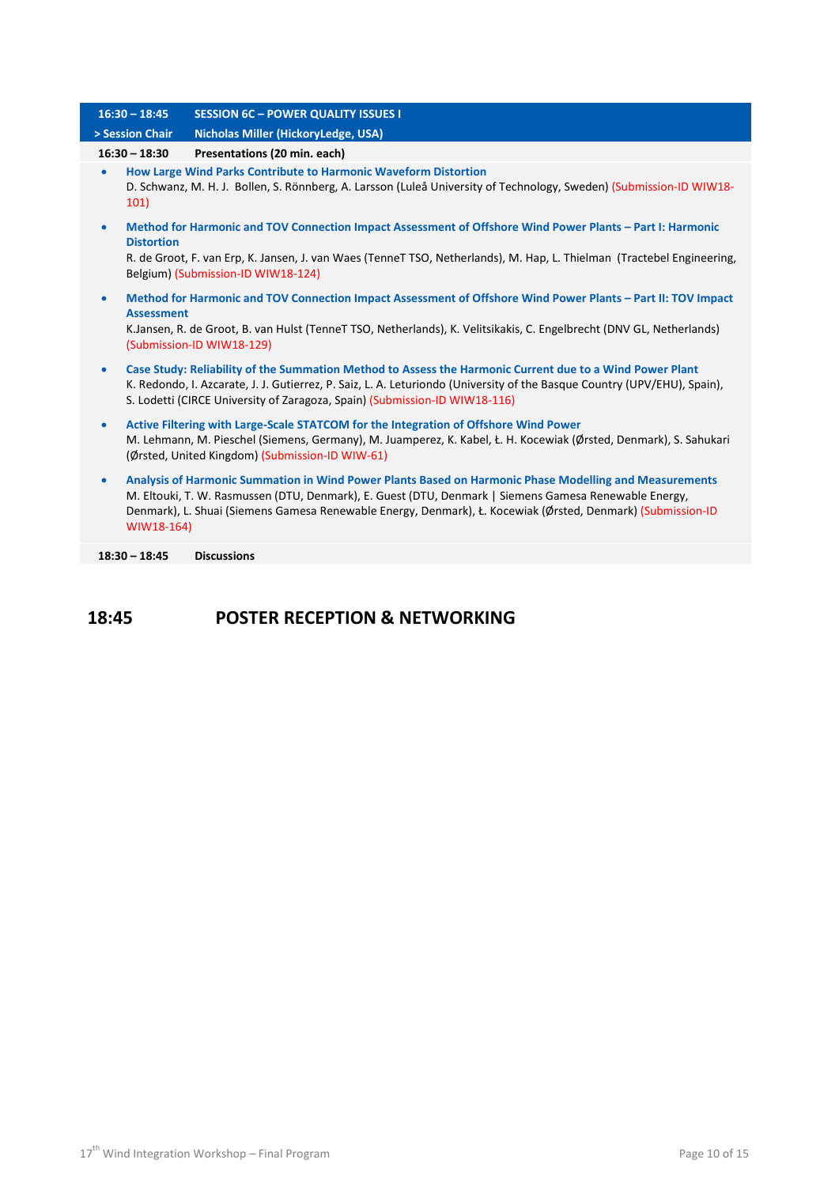| 16:30 – 18:45 | SESSION 6C – POWER QUALITY ISSUES I |
|---|---|
| > Session Chair | Nicholas Miller (HickoryLedge, USA) |

**16:30 – 18:30 Presentations (20 min. each)**

- **How Large Wind Parks Contribute to Harmonic Waveform Distortion**
  D. Schwanz, M. H. J. Bollen, S. Rönnberg, A. Larsson (Luleå University of Technology, Sweden) (Submission-ID WIW18-101)
- **Method for Harmonic and TOV Connection Impact Assessment of Offshore Wind Power Plants – Part I: Harmonic Distortion**
  R. de Groot, F. van Erp, K. Jansen, J. van Waes (TenneT TSO, Netherlands), M. Hap, L. Thielman (Tractebel Engineering, Belgium) (Submission-ID WIW18-124)
- **Method for Harmonic and TOV Connection Impact Assessment of Offshore Wind Power Plants – Part II: TOV Impact Assessment**
  K.Jansen, R. de Groot, B. van Hulst (TenneT TSO, Netherlands), K. Velitsikakis, C. Engelbrecht (DNV GL, Netherlands) (Submission-ID WIW18-129)
- **Case Study: Reliability of the Summation Method to Assess the Harmonic Current due to a Wind Power Plant**
  K. Redondo, I. Azcarate, J. J. Gutierrez, P. Saiz, L. A. Leturiondo (University of the Basque Country (UPV/EHU), Spain), S. Lodetti (CIRCE University of Zaragoza, Spain) (Submission-ID WIW18-116)
- **Active Filtering with Large-Scale STATCOM for the Integration of Offshore Wind Power**
  M. Lehmann, M. Pieschel (Siemens, Germany), M. Juamperez, K. Kabel, Ł. H. Kocewiak (Ørsted, Denmark), S. Sahukari (Ørsted, United Kingdom) (Submission-ID WIW-61)
- **Analysis of Harmonic Summation in Wind Power Plants Based on Harmonic Phase Modelling and Measurements**
  M. Eltouki, T. W. Rasmussen (DTU, Denmark), E. Guest (DTU, Denmark | Siemens Gamesa Renewable Energy, Denmark), L. Shuai (Siemens Gamesa Renewable Energy, Denmark), Ł. Kocewiak (Ørsted, Denmark) (Submission-ID WIW18-164)

**18:30 – 18:45 Discussions**

## 18:45 POSTER RECEPTION & NETWORKING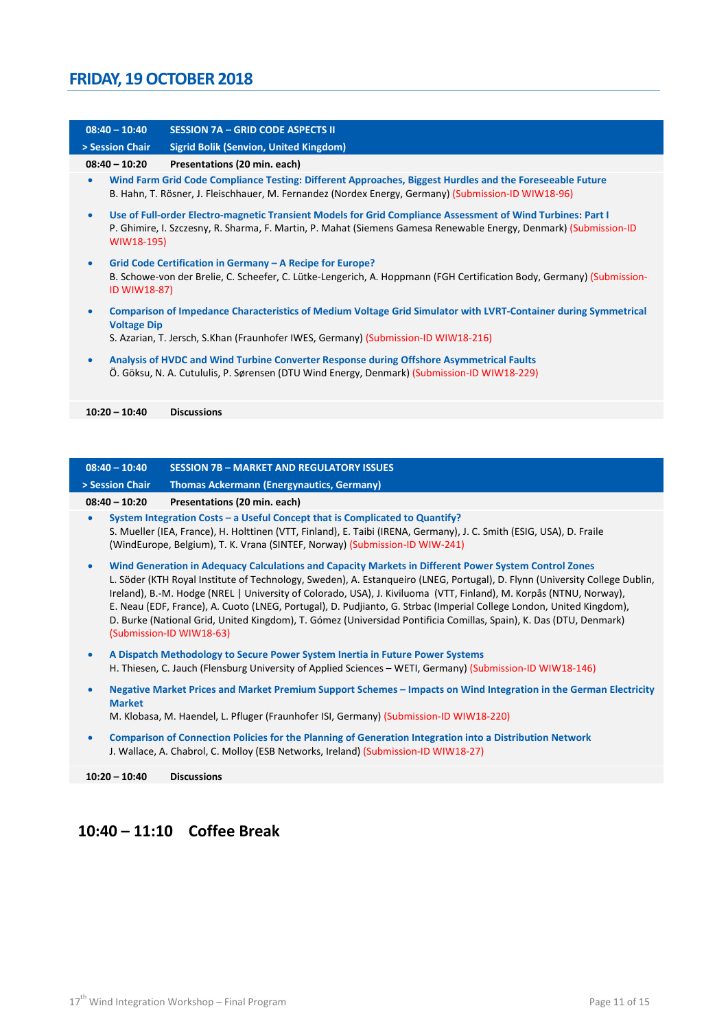# FRIDAY, 19 OCTOBER 2018

| **08:40 – 10:40** | **SESSION 7A – GRID CODE ASPECTS II** |
|---|---|
| **> Session Chair** | **Sigrid Bolik (Senvion, United Kingdom)** |

**08:40 – 10:20 Presentations (20 min. each)**

- **Wind Farm Grid Code Compliance Testing: Different Approaches, Biggest Hurdles and the Foreseeable Future**
  B. Hahn, T. Rösner, J. Fleischhauer, M. Fernandez (Nordex Energy, Germany) (Submission-ID WIW18-96)
- **Use of Full-order Electro-magnetic Transient Models for Grid Compliance Assessment of Wind Turbines: Part I**
  P. Ghimire, I. Szczesny, R. Sharma, F. Martin, P. Mahat (Siemens Gamesa Renewable Energy, Denmark) (Submission-ID WIW18-195)
- **Grid Code Certification in Germany – A Recipe for Europe?**
  B. Schowe-von der Brelie, C. Scheefer, C. Lütke-Lengerich, A. Hoppmann (FGH Certification Body, Germany) (Submission-ID WIW18-87)
- **Comparison of Impedance Characteristics of Medium Voltage Grid Simulator with LVRT-Container during Symmetrical Voltage Dip**
  S. Azarian, T. Jersch, S.Khan (Fraunhofer IWES, Germany) (Submission-ID WIW18-216)
- **Analysis of HVDC and Wind Turbine Converter Response during Offshore Asymmetrical Faults**
  Ö. Göksu, N. A. Cutululis, P. Sørensen (DTU Wind Energy, Denmark) (Submission-ID WIW18-229)

**10:20 – 10:40 Discussions**

| **08:40 – 10:40** | **SESSION 7B – MARKET AND REGULATORY ISSUES** |
|---|---|
| **> Session Chair** | **Thomas Ackermann (Energynautics, Germany)** |

**08:40 – 10:20 Presentations (20 min. each)**

- **System Integration Costs – a Useful Concept that is Complicated to Quantify?**
  S. Mueller (IEA, France), H. Holttinen (VTT, Finland), E. Taibi (IRENA, Germany), J. C. Smith (ESIG, USA), D. Fraile (WindEurope, Belgium), T. K. Vrana (SINTEF, Norway) (Submission-ID WIW-241)
- **Wind Generation in Adequacy Calculations and Capacity Markets in Different Power System Control Zones**
  L. Söder (KTH Royal Institute of Technology, Sweden), A. Estanqueiro (LNEG, Portugal), D. Flynn (University College Dublin, Ireland), B.-M. Hodge (NREL | University of Colorado, USA), J. Kiviluoma (VTT, Finland), M. Korpås (NTNU, Norway), E. Neau (EDF, France), A. Cuoto (LNEG, Portugal), D. Pudjianto, G. Strbac (Imperial College London, United Kingdom), D. Burke (National Grid, United Kingdom), T. Gómez (Universidad Pontificia Comillas, Spain), K. Das (DTU, Denmark) (Submission-ID WIW18-63)
- **A Dispatch Methodology to Secure Power System Inertia in Future Power Systems**
  H. Thiesen, C. Jauch (Flensburg University of Applied Sciences – WETI, Germany) (Submission-ID WIW18-146)
- **Negative Market Prices and Market Premium Support Schemes – Impacts on Wind Integration in the German Electricity Market**
  M. Klobasa, M. Haendel, L. Pfluger (Fraunhofer ISI, Germany) (Submission-ID WIW18-220)
- **Comparison of Connection Policies for the Planning of Generation Integration into a Distribution Network**
  J. Wallace, A. Chabrol, C. Molloy (ESB Networks, Ireland) (Submission-ID WIW18-27)

**10:20 – 10:40 Discussions**

## 10:40 – 11:10 Coffee Break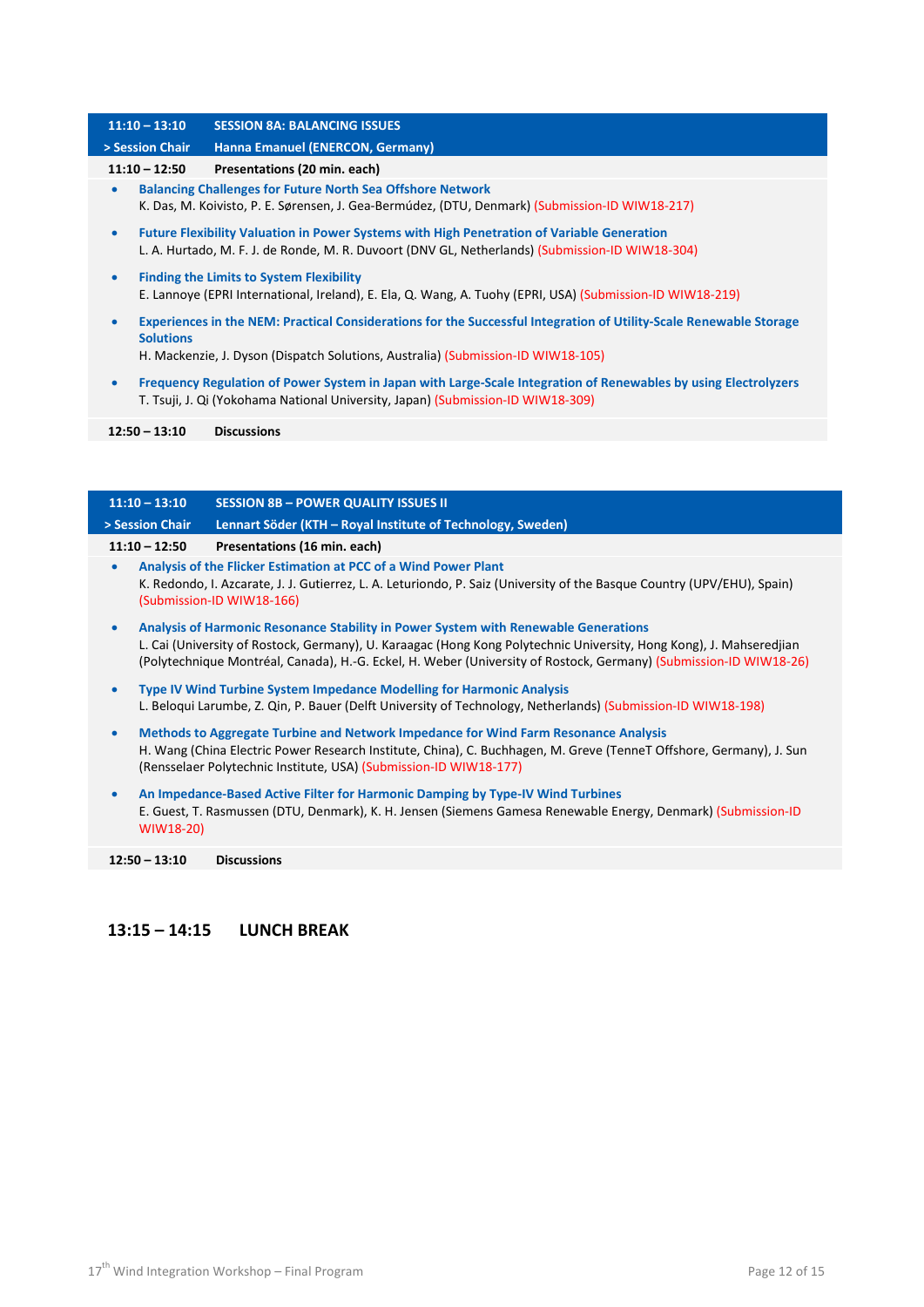| 11:10 – 13:10 | SESSION 8A: BALANCING ISSUES |
|---|---|
| > Session Chair | Hanna Emanuel (ENERCON, Germany) |

**11:10 – 12:50 Presentations (20 min. each)**

- **Balancing Challenges for Future North Sea Offshore Network**
  K. Das, M. Koivisto, P. E. Sørensen, J. Gea-Bermúdez, (DTU, Denmark) (Submission-ID WIW18-217)
- **Future Flexibility Valuation in Power Systems with High Penetration of Variable Generation**
  L. A. Hurtado, M. F. J. de Ronde, M. R. Duvoort (DNV GL, Netherlands) (Submission-ID WIW18-304)
- **Finding the Limits to System Flexibility**
  E. Lannoye (EPRI International, Ireland), E. Ela, Q. Wang, A. Tuohy (EPRI, USA) (Submission-ID WIW18-219)
- **Experiences in the NEM: Practical Considerations for the Successful Integration of Utility-Scale Renewable Storage Solutions**
  H. Mackenzie, J. Dyson (Dispatch Solutions, Australia) (Submission-ID WIW18-105)
- **Frequency Regulation of Power System in Japan with Large-Scale Integration of Renewables by using Electrolyzers**
  T. Tsuji, J. Qi (Yokohama National University, Japan) (Submission-ID WIW18-309)

**12:50 – 13:10 Discussions**

| 11:10 – 13:10 | SESSION 8B – POWER QUALITY ISSUES II |
|---|---|
| > Session Chair | Lennart Söder (KTH – Royal Institute of Technology, Sweden) |

**11:10 – 12:50 Presentations (16 min. each)**

- **Analysis of the Flicker Estimation at PCC of a Wind Power Plant**
  K. Redondo, I. Azcarate, J. J. Gutierrez, L. A. Leturiondo, P. Saiz (University of the Basque Country (UPV/EHU), Spain) (Submission-ID WIW18-166)
- **Analysis of Harmonic Resonance Stability in Power System with Renewable Generations**
  L. Cai (University of Rostock, Germany), U. Karaagac (Hong Kong Polytechnic University, Hong Kong), J. Mahseredjian (Polytechnique Montréal, Canada), H.-G. Eckel, H. Weber (University of Rostock, Germany) (Submission-ID WIW18-26)
- **Type IV Wind Turbine System Impedance Modelling for Harmonic Analysis**
  L. Beloqui Larumbe, Z. Qin, P. Bauer (Delft University of Technology, Netherlands) (Submission-ID WIW18-198)
- **Methods to Aggregate Turbine and Network Impedance for Wind Farm Resonance Analysis**
  H. Wang (China Electric Power Research Institute, China), C. Buchhagen, M. Greve (TenneT Offshore, Germany), J. Sun (Rensselaer Polytechnic Institute, USA) (Submission-ID WIW18-177)
- **An Impedance-Based Active Filter for Harmonic Damping by Type-IV Wind Turbines**
  E. Guest, T. Rasmussen (DTU, Denmark), K. H. Jensen (Siemens Gamesa Renewable Energy, Denmark) (Submission-ID WIW18-20)

**12:50 – 13:10 Discussions**

## 13:15 – 14:15 LUNCH BREAK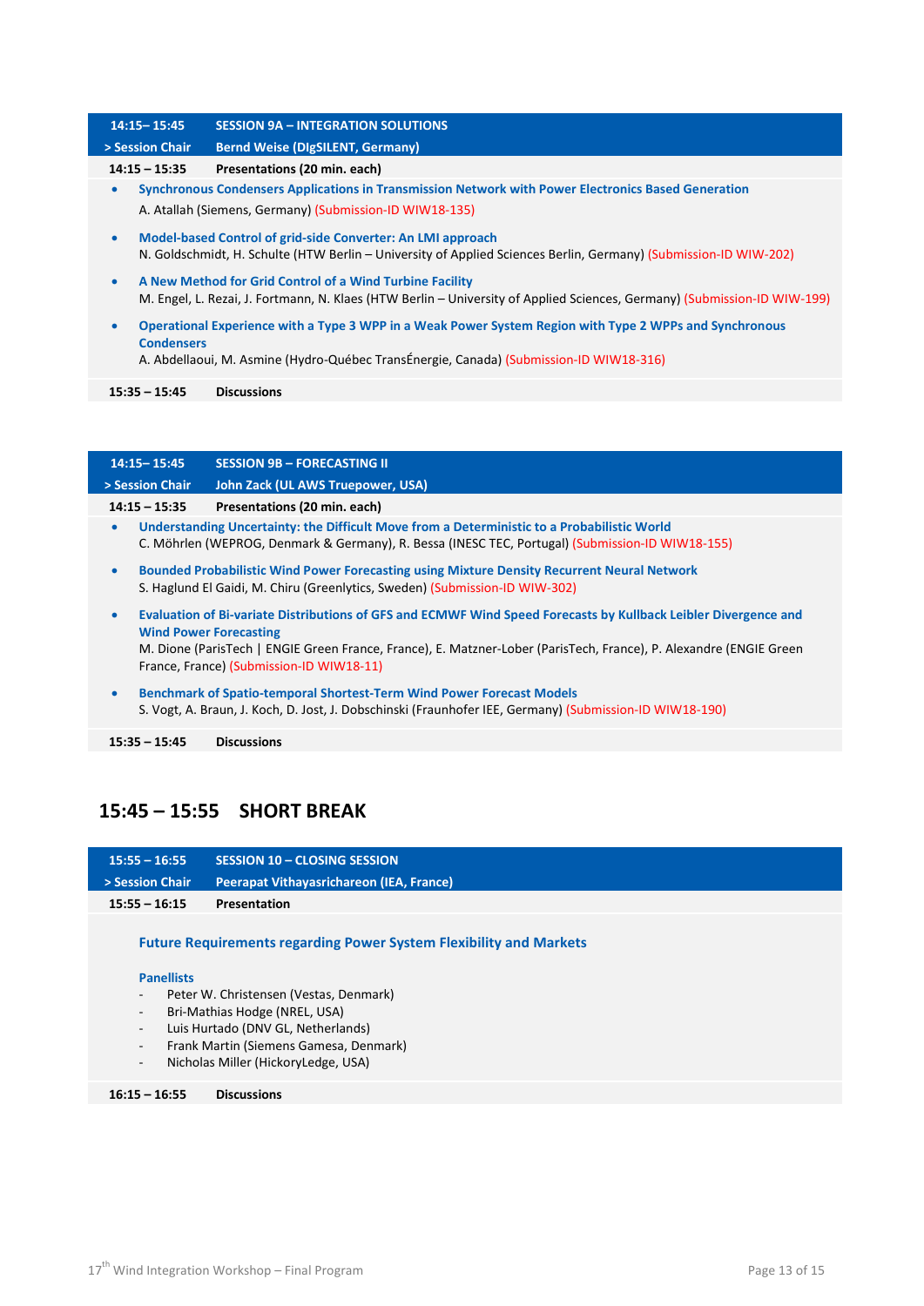## 14:15– 15:45 SESSION 9A – INTEGRATION SOLUTIONS

**> Session Chair** **Bernd Weise (DIgSILENT, Germany)**

**14:15 – 15:35 Presentations (20 min. each)**

- **Synchronous Condensers Applications in Transmission Network with Power Electronics Based Generation**
  A. Atallah (Siemens, Germany) (Submission-ID WIW18-135)
- **Model-based Control of grid-side Converter: An LMI approach**
  N. Goldschmidt, H. Schulte (HTW Berlin – University of Applied Sciences Berlin, Germany) (Submission-ID WIW-202)
- **A New Method for Grid Control of a Wind Turbine Facility**
  M. Engel, L. Rezai, J. Fortmann, N. Klaes (HTW Berlin – University of Applied Sciences, Germany) (Submission-ID WIW-199)
- **Operational Experience with a Type 3 WPP in a Weak Power System Region with Type 2 WPPs and Synchronous Condensers**
  A. Abdellaoui, M. Asmine (Hydro-Québec TransÉnergie, Canada) (Submission-ID WIW18-316)

**15:35 – 15:45 Discussions**

## 14:15– 15:45 SESSION 9B – FORECASTING II

**> Session Chair** **John Zack (UL AWS Truepower, USA)**

**14:15 – 15:35 Presentations (20 min. each)**

- **Understanding Uncertainty: the Difficult Move from a Deterministic to a Probabilistic World**
  C. Möhrlen (WEPROG, Denmark & Germany), R. Bessa (INESC TEC, Portugal) (Submission-ID WIW18-155)
- **Bounded Probabilistic Wind Power Forecasting using Mixture Density Recurrent Neural Network**
  S. Haglund El Gaidi, M. Chiru (Greenlytics, Sweden) (Submission-ID WIW-302)
- **Evaluation of Bi-variate Distributions of GFS and ECMWF Wind Speed Forecasts by Kullback Leibler Divergence and Wind Power Forecasting**
  M. Dione (ParisTech | ENGIE Green France, France), E. Matzner-Lober (ParisTech, France), P. Alexandre (ENGIE Green France, France) (Submission-ID WIW18-11)
- **Benchmark of Spatio-temporal Shortest-Term Wind Power Forecast Models**
  S. Vogt, A. Braun, J. Koch, D. Jost, J. Dobschinski (Fraunhofer IEE, Germany) (Submission-ID WIW18-190)

**15:35 – 15:45 Discussions**

## 15:45 – 15:55 SHORT BREAK

## 15:55 – 16:55 SESSION 10 – CLOSING SESSION

**> Session Chair** **Peerapat Vithayasrichareon (IEA, France)**

**15:55 – 16:15 Presentation**

**Future Requirements regarding Power System Flexibility and Markets**

**Panellists**

- Peter W. Christensen (Vestas, Denmark)
- Bri-Mathias Hodge (NREL, USA)
- Luis Hurtado (DNV GL, Netherlands)
- Frank Martin (Siemens Gamesa, Denmark)
- Nicholas Miller (HickoryLedge, USA)

**16:15 – 16:55 Discussions**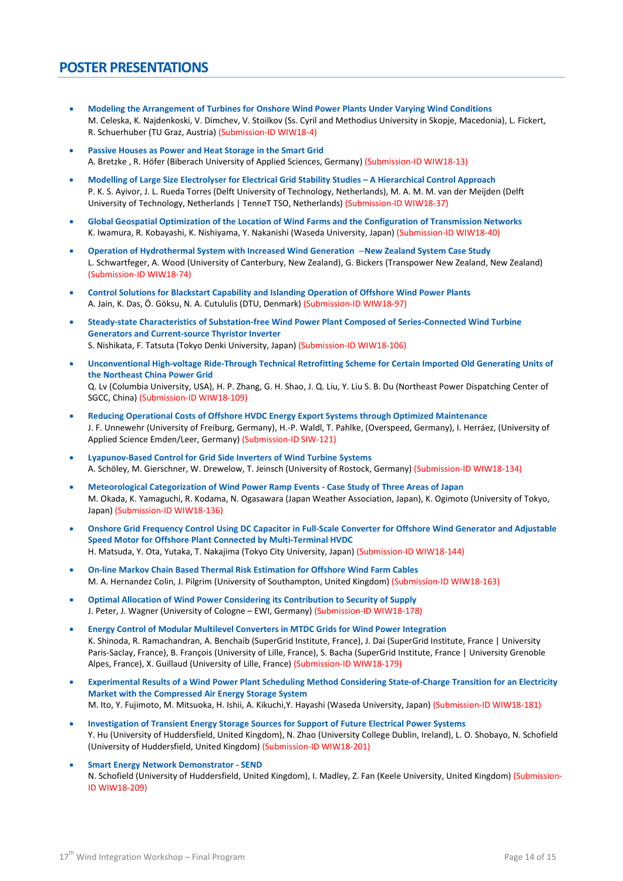# POSTER PRESENTATIONS

- **Modeling the Arrangement of Turbines for Onshore Wind Power Plants Under Varying Wind Conditions**
  M. Celeska, K. Najdenkoski, V. Dimchev, V. Stoilkov (Ss. Cyril and Methodius University in Skopje, Macedonia), L. Fickert, R. Schuerhuber (TU Graz, Austria) (Submission-ID WIW18-4)

- **Passive Houses as Power and Heat Storage in the Smart Grid**
  A. Bretzke , R. Höfer (Biberach University of Applied Sciences, Germany) (Submission-ID WIW18-13)

- **Modelling of Large Size Electrolyser for Electrical Grid Stability Studies – A Hierarchical Control Approach**
  P. K. S. Ayivor, J. L. Rueda Torres (Delft University of Technology, Netherlands), M. A. M. M. van der Meijden (Delft University of Technology, Netherlands | TenneT TSO, Netherlands) (Submission-ID WIW18-37)

- **Global Geospatial Optimization of the Location of Wind Farms and the Configuration of Transmission Networks**
  K. Iwamura, R. Kobayashi, K. Nishiyama, Y. Nakanishi (Waseda University, Japan) (Submission-ID WIW18-40)

- **Operation of Hydrothermal System with Increased Wind Generation –New Zealand System Case Study**
  L. Schwartfeger, A. Wood (University of Canterbury, New Zealand), G. Bickers (Transpower New Zealand, New Zealand) (Submission-ID WIW18-74)

- **Control Solutions for Blackstart Capability and Islanding Operation of Offshore Wind Power Plants**
  A. Jain, K. Das, Ö. Göksu, N. A. Cutululis (DTU, Denmark) (Submission-ID WIW18-97)

- **Steady-state Characteristics of Substation-free Wind Power Plant Composed of Series-Connected Wind Turbine Generators and Current-source Thyristor Inverter**
  S. Nishikata, F. Tatsuta (Tokyo Denki University, Japan) (Submission-ID WIW18-106)

- **Unconventional High-voltage Ride-Through Technical Retrofitting Scheme for Certain Imported Old Generating Units of the Northeast China Power Grid**
  Q. Lv (Columbia University, USA), H. P. Zhang, G. H. Shao, J. Q. Liu, Y. Liu S. B. Du (Northeast Power Dispatching Center of SGCC, China) (Submission-ID WIW18-109)

- **Reducing Operational Costs of Offshore HVDC Energy Export Systems through Optimized Maintenance**
  J. F. Unnewehr (University of Freiburg, Germany), H.-P. Waldl, T. Pahlke, (Overspeed, Germany), I. Herráez, (University of Applied Science Emden/Leer, Germany) (Submission-ID SIW-121)

- **Lyapunov-Based Control for Grid Side Inverters of Wind Turbine Systems**
  A. Schöley, M. Gierschner, W. Drewelow, T. Jeinsch (University of Rostock, Germany) (Submission-ID WIW18-134)

- **Meteorological Categorization of Wind Power Ramp Events - Case Study of Three Areas of Japan**
  M. Okada, K. Yamaguchi, R. Kodama, N. Ogasawara (Japan Weather Association, Japan), K. Ogimoto (University of Tokyo, Japan) (Submission-ID WIW18-136)

- **Onshore Grid Frequency Control Using DC Capacitor in Full-Scale Converter for Offshore Wind Generator and Adjustable Speed Motor for Offshore Plant Connected by Multi-Terminal HVDC**
  H. Matsuda, Y. Ota, Yutaka, T. Nakajima (Tokyo City University, Japan) (Submission-ID WIW18-144)

- **On-line Markov Chain Based Thermal Risk Estimation for Offshore Wind Farm Cables**
  M. A. Hernandez Colin, J. Pilgrim (University of Southampton, United Kingdom) (Submission-ID WIW18-163)

- **Optimal Allocation of Wind Power Considering its Contribution to Security of Supply**
  J. Peter, J. Wagner (University of Cologne – EWI, Germany) (Submission-ID WIW18-178)

- **Energy Control of Modular Multilevel Converters in MTDC Grids for Wind Power Integration**
  K. Shinoda, R. Ramachandran, A. Benchaib (SuperGrid Institute, France), J. Dai (SuperGrid Institute, France | University Paris-Saclay, France), B. François (University of Lille, France), S. Bacha (SuperGrid Institute, France | University Grenoble Alpes, France), X. Guillaud (University of Lille, France) (Submission-ID WIW18-179)

- **Experimental Results of a Wind Power Plant Scheduling Method Considering State-of-Charge Transition for an Electricity Market with the Compressed Air Energy Storage System**
  M. Ito, Y. Fujimoto, M. Mitsuoka, H. Ishii, A. Kikuchi,Y. Hayashi (Waseda University, Japan) (Submission-ID WIW18-181)

- **Investigation of Transient Energy Storage Sources for Support of Future Electrical Power Systems**
  Y. Hu (University of Huddersfield, United Kingdom), N. Zhao (University College Dublin, Ireland), L. O. Shobayo, N. Schofield (University of Huddersfield, United Kingdom) (Submission-ID WIW18-201)

- **Smart Energy Network Demonstrator - SEND**
  N. Schofield (University of Huddersfield, United Kingdom), I. Madley, Z. Fan (Keele University, United Kingdom) (Submission-ID WIW18-209)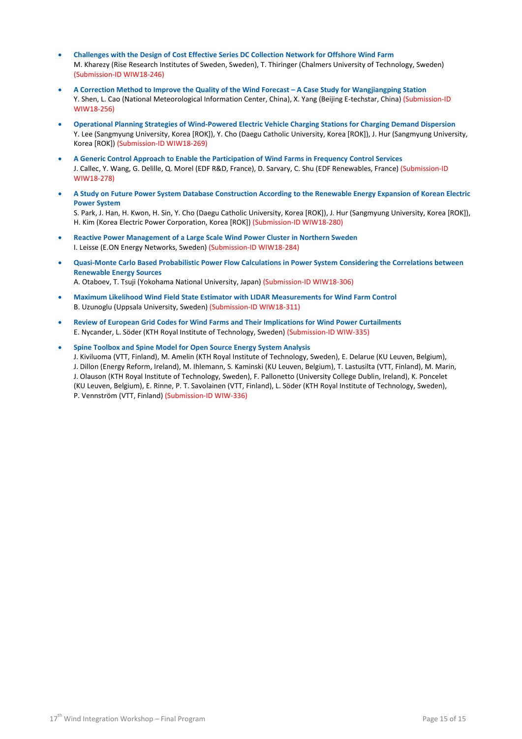- **Challenges with the Design of Cost Effective Series DC Collection Network for Offshore Wind Farm**
  M. Kharezy (Rise Research Institutes of Sweden, Sweden), T. Thiringer (Chalmers University of Technology, Sweden) (Submission-ID WIW18-246)

- **A Correction Method to Improve the Quality of the Wind Forecast – A Case Study for Wangjiangping Station**
  Y. Shen, L. Cao (National Meteorological Information Center, China), X. Yang (Beijing E-techstar, China) (Submission-ID WIW18-256)

- **Operational Planning Strategies of Wind-Powered Electric Vehicle Charging Stations for Charging Demand Dispersion**
  Y. Lee (Sangmyung University, Korea [ROK]), Y. Cho (Daegu Catholic University, Korea [ROK]), J. Hur (Sangmyung University, Korea [ROK]) (Submission-ID WIW18-269)

- **A Generic Control Approach to Enable the Participation of Wind Farms in Frequency Control Services**
  J. Callec, Y. Wang, G. Delille, Q. Morel (EDF R&D, France), D. Sarvary, C. Shu (EDF Renewables, France) (Submission-ID WIW18-278)

- **A Study on Future Power System Database Construction According to the Renewable Energy Expansion of Korean Electric Power System**
  S. Park, J. Han, H. Kwon, H. Sin, Y. Cho (Daegu Catholic University, Korea [ROK]), J. Hur (Sangmyung University, Korea [ROK]), H. Kim (Korea Electric Power Corporation, Korea [ROK]) (Submission-ID WIW18-280)

- **Reactive Power Management of a Large Scale Wind Power Cluster in Northern Sweden**
  I. Leisse (E.ON Energy Networks, Sweden) (Submission-ID WIW18-284)

- **Quasi-Monte Carlo Based Probabilistic Power Flow Calculations in Power System Considering the Correlations between Renewable Energy Sources**
  A. Otaboev, T. Tsuji (Yokohama National University, Japan) (Submission-ID WIW18-306)

- **Maximum Likelihood Wind Field State Estimator with LIDAR Measurements for Wind Farm Control**
  B. Uzunoglu (Uppsala University, Sweden) (Submission-ID WIW18-311)

- **Review of European Grid Codes for Wind Farms and Their Implications for Wind Power Curtailments**
  E. Nycander, L. Söder (KTH Royal Institute of Technology, Sweden) (Submission-ID WIW-335)

- **Spine Toolbox and Spine Model for Open Source Energy System Analysis**
  J. Kiviluoma (VTT, Finland), M. Amelin (KTH Royal Institute of Technology, Sweden), E. Delarue (KU Leuven, Belgium), J. Dillon (Energy Reform, Ireland), M. Ihlemann, S. Kaminski (KU Leuven, Belgium), T. Lastusilta (VTT, Finland), M. Marin, J. Olauson (KTH Royal Institute of Technology, Sweden), F. Pallonetto (University College Dublin, Ireland), K. Poncelet (KU Leuven, Belgium), E. Rinne, P. T. Savolainen (VTT, Finland), L. Söder (KTH Royal Institute of Technology, Sweden), P. Vennström (VTT, Finland) (Submission-ID WIW-336)